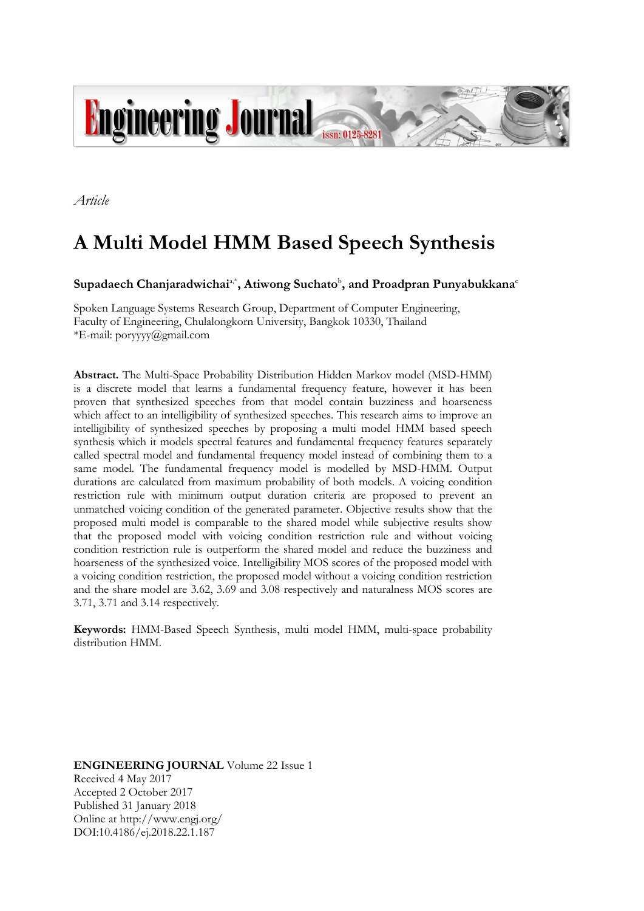*Article*

# A Multi Model HMM Based Speech Synthesis

**Supadaech Chanjaradwichai[a,*], Atiwong Suchato[b], and Proadpran Punyabukkana[c]**

Spoken Language Systems Research Group, Department of Computer Engineering,
Faculty of Engineering, Chulalongkorn University, Bangkok 10330, Thailand
*E-mail: poryyyy@gmail.com

**Abstract.** The Multi-Space Probability Distribution Hidden Markov model (MSD-HMM) is a discrete model that learns a fundamental frequency feature, however it has been proven that synthesized speeches from that model contain buzziness and hoarseness which affect to an intelligibility of synthesized speeches. This research aims to improve an intelligibility of synthesized speeches by proposing a multi model HMM based speech synthesis which it models spectral features and fundamental frequency features separately called spectral model and fundamental frequency model instead of combining them to a same model. The fundamental frequency model is modelled by MSD-HMM. Output durations are calculated from maximum probability of both models. A voicing condition restriction rule with minimum output duration criteria are proposed to prevent an unmatched voicing condition of the generated parameter. Objective results show that the proposed multi model is comparable to the shared model while subjective results show that the proposed model with voicing condition restriction rule and without voicing condition restriction rule is outperform the shared model and reduce the buzziness and hoarseness of the synthesized voice. Intelligibility MOS scores of the proposed model with a voicing condition restriction, the proposed model without a voicing condition restriction and the share model are 3.62, 3.69 and 3.08 respectively and naturalness MOS scores are 3.71, 3.71 and 3.14 respectively.

**Keywords:** HMM-Based Speech Synthesis, multi model HMM, multi-space probability distribution HMM.

**ENGINEERING JOURNAL** Volume 22 Issue 1
Received 4 May 2017
Accepted 2 October 2017
Published 31 January 2018
Online at http://www.engj.org/
DOI:10.4186/ej.2018.22.1.187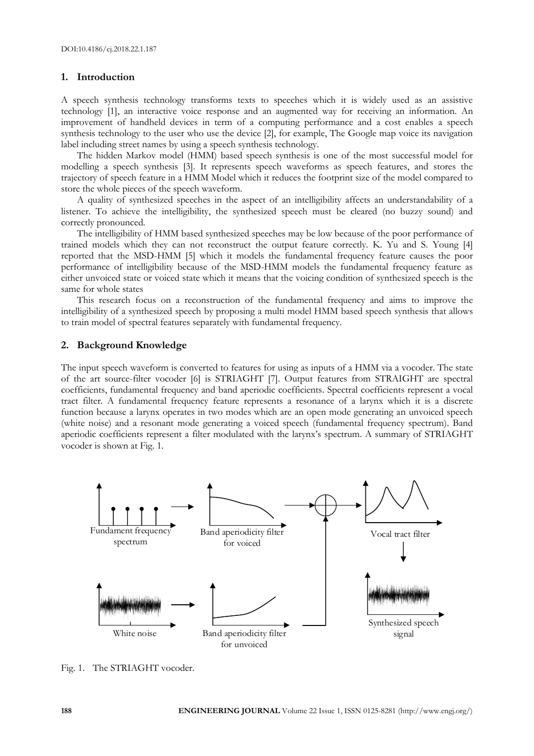DOI:10.4186/ej.2018.22.1.187

## 1. Introduction

A speech synthesis technology transforms texts to speeches which it is widely used as an assistive technology [1], an interactive voice response and an augmented way for receiving an information. An improvement of handheld devices in term of a computing performance and a cost enables a speech synthesis technology to the user who use the device [2], for example, The Google map voice its navigation label including street names by using a speech synthesis technology.

The hidden Markov model (HMM) based speech synthesis is one of the most successful model for modelling a speech synthesis [3]. It represents speech waveforms as speech features, and stores the trajectory of speech feature in a HMM Model which it reduces the footprint size of the model compared to store the whole pieces of the speech waveform.

A quality of synthesized speeches in the aspect of an intelligibility affects an understandability of a listener. To achieve the intelligibility, the synthesized speech must be cleared (no buzzy sound) and correctly pronounced.

The intelligibility of HMM based synthesized speeches may be low because of the poor performance of trained models which they can not reconstruct the output feature correctly. K. Yu and S. Young [4] reported that the MSD-HMM [5] which it models the fundamental frequency feature causes the poor performance of intelligibility because of the MSD-HMM models the fundamental frequency feature as either unvoiced state or voiced state which it means that the voicing condition of synthesized speech is the same for whole states

This research focus on a reconstruction of the fundamental frequency and aims to improve the intelligibility of a synthesized speech by proposing a multi model HMM based speech synthesis that allows to train model of spectral features separately with fundamental frequency.

## 2. Background Knowledge

The input speech waveform is converted to features for using as inputs of a HMM via a vocoder. The state of the art source-filter vocoder [6] is STRIAGHT [7]. Output features from STRAIGHT are spectral coefficients, fundamental frequency and band aperiodic coefficients. Spectral coefficients represent a vocal tract filter. A fundamental frequency feature represents a resonance of a larynx which it is a discrete function because a larynx operates in two modes which are an open mode generating an unvoiced speech (white noise) and a resonant mode generating a voiced speech (fundamental frequency spectrum). Band aperiodic coefficients represent a filter modulated with the larynx's spectrum. A summary of STRIAGHT vocoder is shown at Fig. 1.

Fundament frequency spectrum

Band aperiodicity filter for voiced

Vocal tract filter

White noise

Band aperiodicity filter for unvoiced

Synthesized speech signal

Fig. 1. The STRIAGHT vocoder.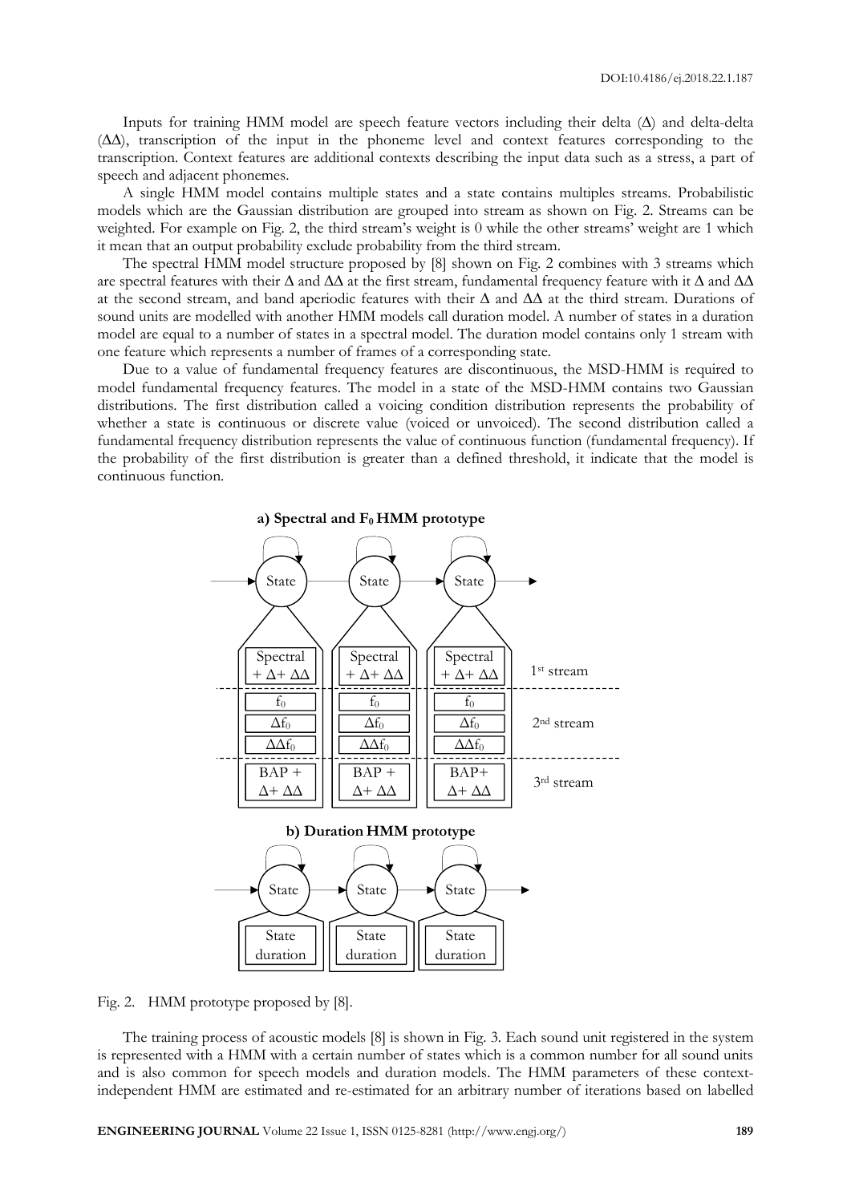Inputs for training HMM model are speech feature vectors including their delta (Δ) and delta-delta (ΔΔ), transcription of the input in the phoneme level and context features corresponding to the transcription. Context features are additional contexts describing the input data such as a stress, a part of speech and adjacent phonemes.

A single HMM model contains multiple states and a state contains multiples streams. Probabilistic models which are the Gaussian distribution are grouped into stream as shown on Fig. 2. Streams can be weighted. For example on Fig. 2, the third stream's weight is 0 while the other streams' weight are 1 which it mean that an output probability exclude probability from the third stream.

The spectral HMM model structure proposed by [8] shown on Fig. 2 combines with 3 streams which are spectral features with their Δ and ΔΔ at the first stream, fundamental frequency feature with it Δ and ΔΔ at the second stream, and band aperiodic features with their Δ and ΔΔ at the third stream. Durations of sound units are modelled with another HMM models call duration model. A number of states in a duration model are equal to a number of states in a spectral model. The duration model contains only 1 stream with one feature which represents a number of frames of a corresponding state.

Due to a value of fundamental frequency features are discontinuous, the MSD-HMM is required to model fundamental frequency features. The model in a state of the MSD-HMM contains two Gaussian distributions. The first distribution called a voicing condition distribution represents the probability of whether a state is continuous or discrete value (voiced or unvoiced). The second distribution called a fundamental frequency distribution represents the value of continuous function (fundamental frequency). If the probability of the first distribution is greater than a defined threshold, it indicate that the model is continuous function.

**a) Spectral and $F_0$ HMM prototype**

State
State
State
Spectral + Δ+ ΔΔ
Spectral + Δ+ ΔΔ
Spectral + Δ+ ΔΔ
1st stream
$f_0$
$\Delta f_0$
$\Delta\Delta f_0$
2nd stream
BAP + Δ+ ΔΔ
BAP + Δ+ ΔΔ
BAP+ Δ+ ΔΔ
3rd stream

**b) Duration HMM prototype**

State
State
State
State duration
State duration
State duration

Fig. 2. HMM prototype proposed by [8].

The training process of acoustic models [8] is shown in Fig. 3. Each sound unit registered in the system is represented with a HMM with a certain number of states which is a common number for all sound units and is also common for speech models and duration models. The HMM parameters of these context-independent HMM are estimated and re-estimated for an arbitrary number of iterations based on labelled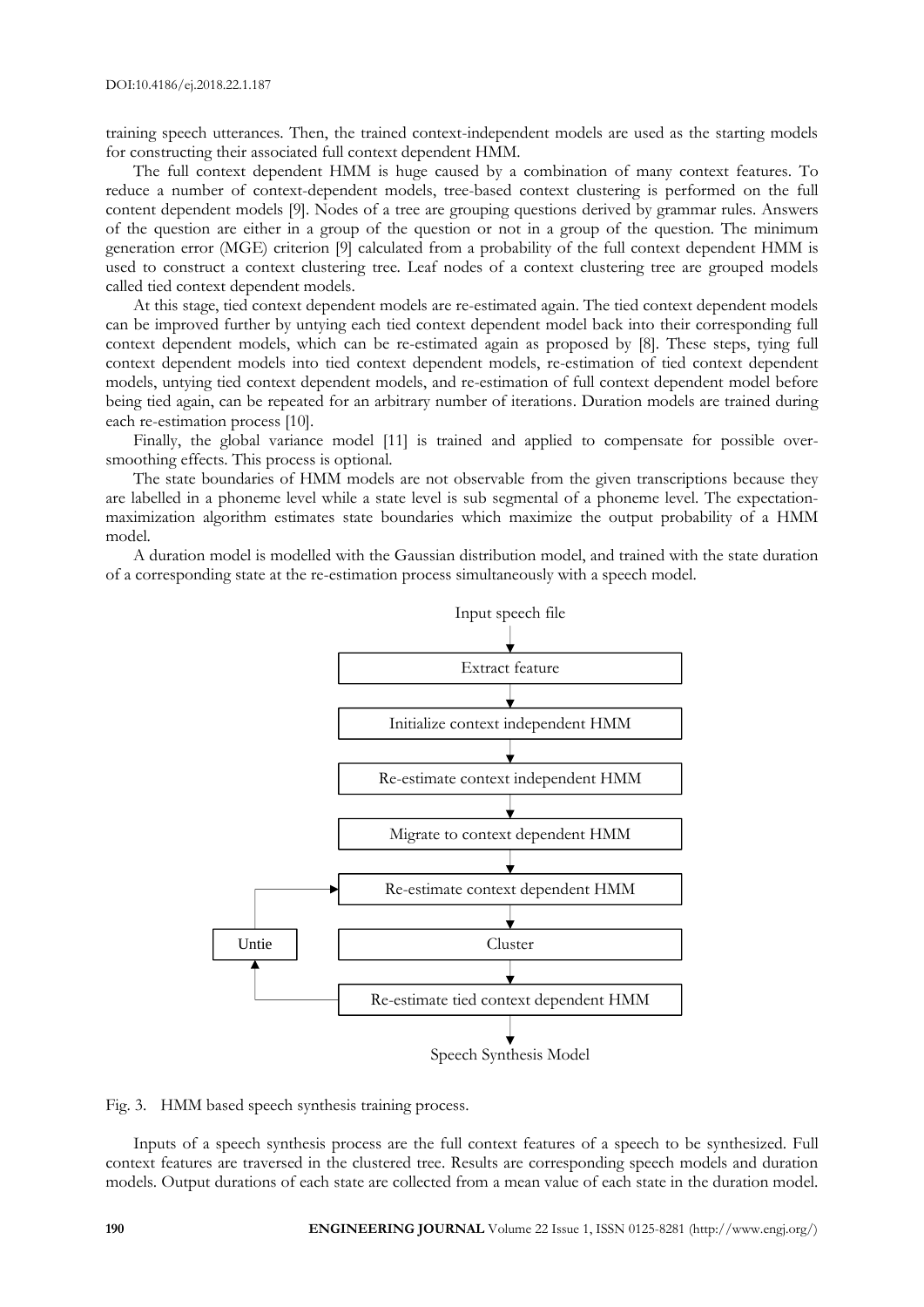training speech utterances. Then, the trained context-independent models are used as the starting models for constructing their associated full context dependent HMM.

The full context dependent HMM is huge caused by a combination of many context features. To reduce a number of context-dependent models, tree-based context clustering is performed on the full content dependent models [9]. Nodes of a tree are grouping questions derived by grammar rules. Answers of the question are either in a group of the question or not in a group of the question. The minimum generation error (MGE) criterion [9] calculated from a probability of the full context dependent HMM is used to construct a context clustering tree. Leaf nodes of a context clustering tree are grouped models called tied context dependent models.

At this stage, tied context dependent models are re-estimated again. The tied context dependent models can be improved further by untying each tied context dependent model back into their corresponding full context dependent models, which can be re-estimated again as proposed by [8]. These steps, tying full context dependent models into tied context dependent models, re-estimation of tied context dependent models, untying tied context dependent models, and re-estimation of full context dependent model before being tied again, can be repeated for an arbitrary number of iterations. Duration models are trained during each re-estimation process [10].

Finally, the global variance model [11] is trained and applied to compensate for possible over-smoothing effects. This process is optional.

The state boundaries of HMM models are not observable from the given transcriptions because they are labelled in a phoneme level while a state level is sub segmental of a phoneme level. The expectation-maximization algorithm estimates state boundaries which maximize the output probability of a HMM model.

A duration model is modelled with the Gaussian distribution model, and trained with the state duration of a corresponding state at the re-estimation process simultaneously with a speech model.

Input speech file

Extract feature

Initialize context independent HMM

Re-estimate context independent HMM

Migrate to context dependent HMM

Re-estimate context dependent HMM

Untie

Cluster

Re-estimate tied context dependent HMM

Speech Synthesis Model

Fig. 3. HMM based speech synthesis training process.

Inputs of a speech synthesis process are the full context features of a speech to be synthesized. Full context features are traversed in the clustered tree. Results are corresponding speech models and duration models. Output durations of each state are collected from a mean value of each state in the duration model.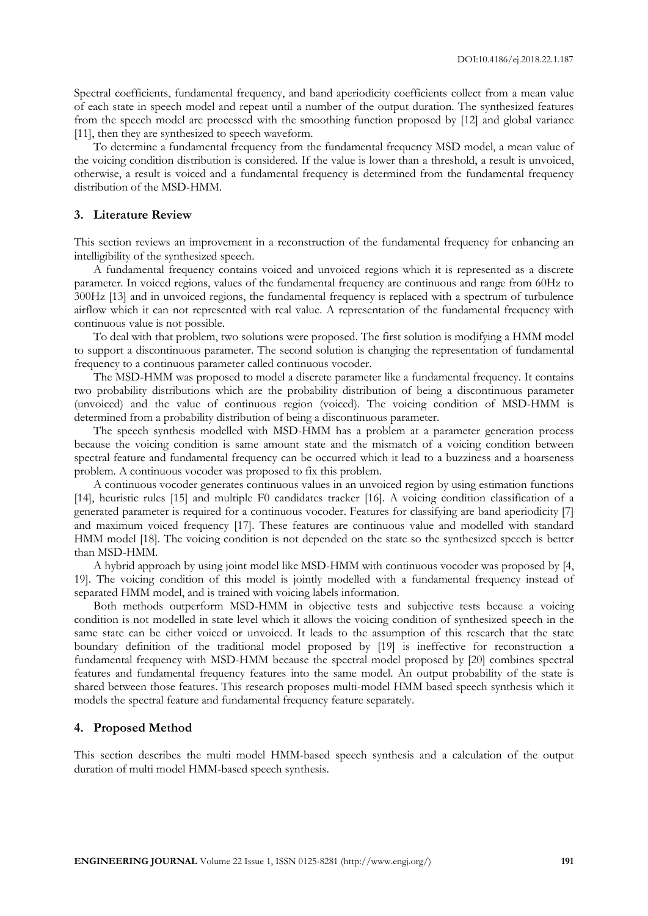Spectral coefficients, fundamental frequency, and band aperiodicity coefficients collect from a mean value of each state in speech model and repeat until a number of the output duration. The synthesized features from the speech model are processed with the smoothing function proposed by [12] and global variance [11], then they are synthesized to speech waveform.

To determine a fundamental frequency from the fundamental frequency MSD model, a mean value of the voicing condition distribution is considered. If the value is lower than a threshold, a result is unvoiced, otherwise, a result is voiced and a fundamental frequency is determined from the fundamental frequency distribution of the MSD-HMM.

## 3. Literature Review

This section reviews an improvement in a reconstruction of the fundamental frequency for enhancing an intelligibility of the synthesized speech.

A fundamental frequency contains voiced and unvoiced regions which it is represented as a discrete parameter. In voiced regions, values of the fundamental frequency are continuous and range from 60Hz to 300Hz [13] and in unvoiced regions, the fundamental frequency is replaced with a spectrum of turbulence airflow which it can not represented with real value. A representation of the fundamental frequency with continuous value is not possible.

To deal with that problem, two solutions were proposed. The first solution is modifying a HMM model to support a discontinuous parameter. The second solution is changing the representation of fundamental frequency to a continuous parameter called continuous vocoder.

The MSD-HMM was proposed to model a discrete parameter like a fundamental frequency. It contains two probability distributions which are the probability distribution of being a discontinuous parameter (unvoiced) and the value of continuous region (voiced). The voicing condition of MSD-HMM is determined from a probability distribution of being a discontinuous parameter.

The speech synthesis modelled with MSD-HMM has a problem at a parameter generation process because the voicing condition is same amount state and the mismatch of a voicing condition between spectral feature and fundamental frequency can be occurred which it lead to a buzziness and a hoarseness problem. A continuous vocoder was proposed to fix this problem.

A continuous vocoder generates continuous values in an unvoiced region by using estimation functions [14], heuristic rules [15] and multiple F0 candidates tracker [16]. A voicing condition classification of a generated parameter is required for a continuous vocoder. Features for classifying are band aperiodicity [7] and maximum voiced frequency [17]. These features are continuous value and modelled with standard HMM model [18]. The voicing condition is not depended on the state so the synthesized speech is better than MSD-HMM.

A hybrid approach by using joint model like MSD-HMM with continuous vocoder was proposed by [4, 19]. The voicing condition of this model is jointly modelled with a fundamental frequency instead of separated HMM model, and is trained with voicing labels information.

Both methods outperform MSD-HMM in objective tests and subjective tests because a voicing condition is not modelled in state level which it allows the voicing condition of synthesized speech in the same state can be either voiced or unvoiced. It leads to the assumption of this research that the state boundary definition of the traditional model proposed by [19] is ineffective for reconstruction a fundamental frequency with MSD-HMM because the spectral model proposed by [20] combines spectral features and fundamental frequency features into the same model. An output probability of the state is shared between those features. This research proposes multi-model HMM based speech synthesis which it models the spectral feature and fundamental frequency feature separately.

## 4. Proposed Method

This section describes the multi model HMM-based speech synthesis and a calculation of the output duration of multi model HMM-based speech synthesis.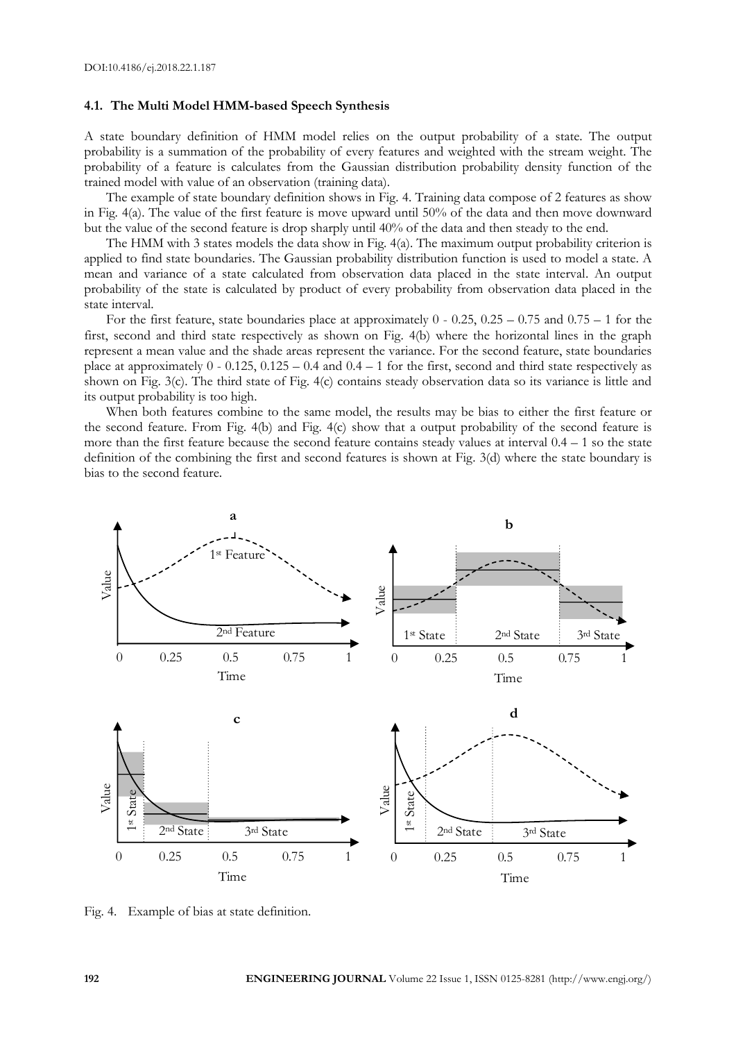### 4.1. The Multi Model HMM-based Speech Synthesis

A state boundary definition of HMM model relies on the output probability of a state. The output probability is a summation of the probability of every features and weighted with the stream weight. The probability of a feature is calculates from the Gaussian distribution probability density function of the trained model with value of an observation (training data).

The example of state boundary definition shows in Fig. 4. Training data compose of 2 features as show in Fig. 4(a). The value of the first feature is move upward until 50% of the data and then move downward but the value of the second feature is drop sharply until 40% of the data and then steady to the end.

The HMM with 3 states models the data show in Fig. 4(a). The maximum output probability criterion is applied to find state boundaries. The Gaussian probability distribution function is used to model a state. A mean and variance of a state calculated from observation data placed in the state interval. An output probability of the state is calculated by product of every probability from observation data placed in the state interval.

For the first feature, state boundaries place at approximately 0 - 0.25, 0.25 – 0.75 and 0.75 – 1 for the first, second and third state respectively as shown on Fig. 4(b) where the horizontal lines in the graph represent a mean value and the shade areas represent the variance. For the second feature, state boundaries place at approximately 0 - 0.125, 0.125 – 0.4 and 0.4 – 1 for the first, second and third state respectively as shown on Fig. 3(c). The third state of Fig. 4(c) contains steady observation data so its variance is little and its output probability is too high.

When both features combine to the same model, the results may be bias to either the first feature or the second feature. From Fig. 4(b) and Fig. 4(c) show that a output probability of the second feature is more than the first feature because the second feature contains steady values at interval 0.4 – 1 so the state definition of the combining the first and second features is shown at Fig. 3(d) where the state boundary is bias to the second feature.

a
1st Feature
2nd Feature
Value
0 0.25 0.5 0.75 1
Time

b
Value
1st State 2nd State 3rd State
0 0.25 0.5 0.75 1
Time

c
Value
1st State 2nd State 3rd State
0 0.25 0.5 0.75 1
Time

d
Value
1st State 2nd State 3rd State
0 0.25 0.5 0.75 1
Time

Fig. 4. Example of bias at state definition.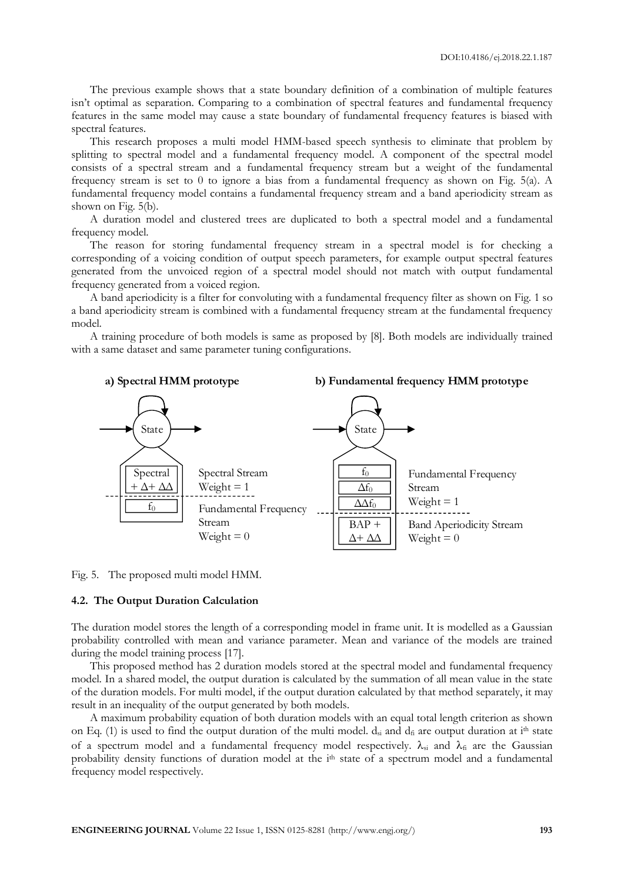The previous example shows that a state boundary definition of a combination of multiple features isn't optimal as separation. Comparing to a combination of spectral features and fundamental frequency features in the same model may cause a state boundary of fundamental frequency features is biased with spectral features.

This research proposes a multi model HMM-based speech synthesis to eliminate that problem by splitting to spectral model and a fundamental frequency model. A component of the spectral model consists of a spectral stream and a fundamental frequency stream but a weight of the fundamental frequency stream is set to 0 to ignore a bias from a fundamental frequency as shown on Fig. 5(a). A fundamental frequency model contains a fundamental frequency stream and a band aperiodicity stream as shown on Fig. 5(b).

A duration model and clustered trees are duplicated to both a spectral model and a fundamental frequency model.

The reason for storing fundamental frequency stream in a spectral model is for checking a corresponding of a voicing condition of output speech parameters, for example output spectral features generated from the unvoiced region of a spectral model should not match with output fundamental frequency generated from a voiced region.

A band aperiodicity is a filter for convoluting with a fundamental frequency filter as shown on Fig. 1 so a band aperiodicity stream is combined with a fundamental frequency stream at the fundamental frequency model.

A training procedure of both models is same as proposed by [8]. Both models are individually trained with a same dataset and same parameter tuning configurations.

**a) Spectral HMM prototype**

State

Spectral + Δ+ ΔΔ

Spectral Stream
Weight = 1

$f_0$

Fundamental Frequency Stream
Weight = 0

**b) Fundamental frequency HMM prototype**

State

$f_0$

$\Delta f_0$

$\Delta\Delta f_0$

Fundamental Frequency Stream
Weight = 1

BAP + Δ+ ΔΔ

Band Aperiodicity Stream
Weight = 0

Fig. 5. The proposed multi model HMM.

### 4.2. The Output Duration Calculation

The duration model stores the length of a corresponding model in frame unit. It is modelled as a Gaussian probability controlled with mean and variance parameter. Mean and variance of the models are trained during the model training process [17].

This proposed method has 2 duration models stored at the spectral model and fundamental frequency model. In a shared model, the output duration is calculated by the summation of all mean value in the state of the duration models. For multi model, if the output duration calculated by that method separately, it may result in an inequality of the output generated by both models.

A maximum probability equation of both duration models with an equal total length criterion as shown on Eq. (1) is used to find the output duration of the multi model. $d_{si}$ and $d_{fi}$ are output duration at $i^{th}$ state of a spectrum model and a fundamental frequency model respectively. $\lambda_{si}$ and $\lambda_{fi}$ are the Gaussian probability density functions of duration model at the $i^{th}$ state of a spectrum model and a fundamental frequency model respectively.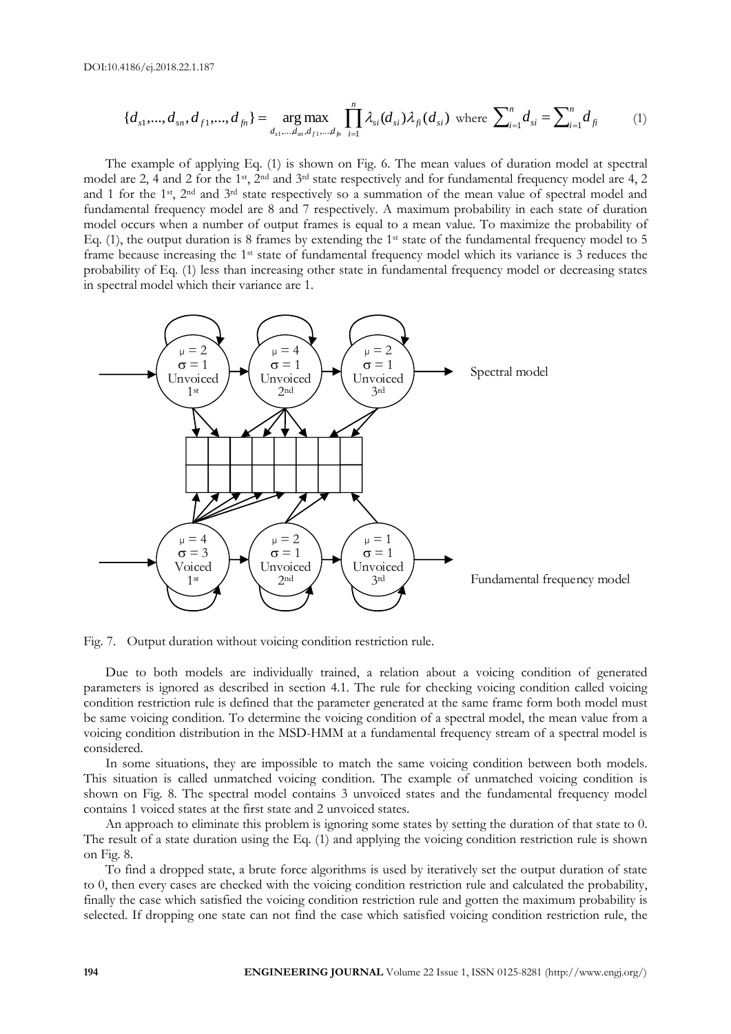$$\{d_{s1},...,d_{sn},d_{f1},...,d_{fn}\} = \underset{d_{s1},...,d_{sn},d_{f1},...,d_{fn}}{\arg\max} \prod_{i=1}^{n} \lambda_{si}(d_{si})\lambda_{fi}(d_{si}) \text{ where } \sum_{i=1}^{n} d_{si} = \sum_{i=1}^{n} d_{fi} \quad (1)$$

The example of applying Eq. (1) is shown on Fig. 6. The mean values of duration model at spectral model are 2, 4 and 2 for the 1st, 2nd and 3rd state respectively and for fundamental frequency model are 4, 2 and 1 for the 1st, 2nd and 3rd state respectively so a summation of the mean value of spectral model and fundamental frequency model are 8 and 7 respectively. A maximum probability in each state of duration model occurs when a number of output frames is equal to a mean value. To maximize the probability of Eq. (1), the output duration is 8 frames by extending the 1st state of the fundamental frequency model to 5 frame because increasing the 1st state of fundamental frequency model which its variance is 3 reduces the probability of Eq. (1) less than increasing other state in fundamental frequency model or decreasing states in spectral model which their variance are 1.

Fig. 7. Output duration without voicing condition restriction rule.

Due to both models are individually trained, a relation about a voicing condition of generated parameters is ignored as described in section 4.1. The rule for checking voicing condition called voicing condition restriction rule is defined that the parameter generated at the same frame form both model must be same voicing condition. To determine the voicing condition of a spectral model, the mean value from a voicing condition distribution in the MSD-HMM at a fundamental frequency stream of a spectral model is considered.

In some situations, they are impossible to match the same voicing condition between both models. This situation is called unmatched voicing condition. The example of unmatched voicing condition is shown on Fig. 8. The spectral model contains 3 unvoiced states and the fundamental frequency model contains 1 voiced states at the first state and 2 unvoiced states.

An approach to eliminate this problem is ignoring some states by setting the duration of that state to 0. The result of a state duration using the Eq. (1) and applying the voicing condition restriction rule is shown on Fig. 8.

To find a dropped state, a brute force algorithms is used by iteratively set the output duration of state to 0, then every cases are checked with the voicing condition restriction rule and calculated the probability, finally the case which satisfied the voicing condition restriction rule and gotten the maximum probability is selected. If dropping one state can not find the case which satisfied voicing condition restriction rule, the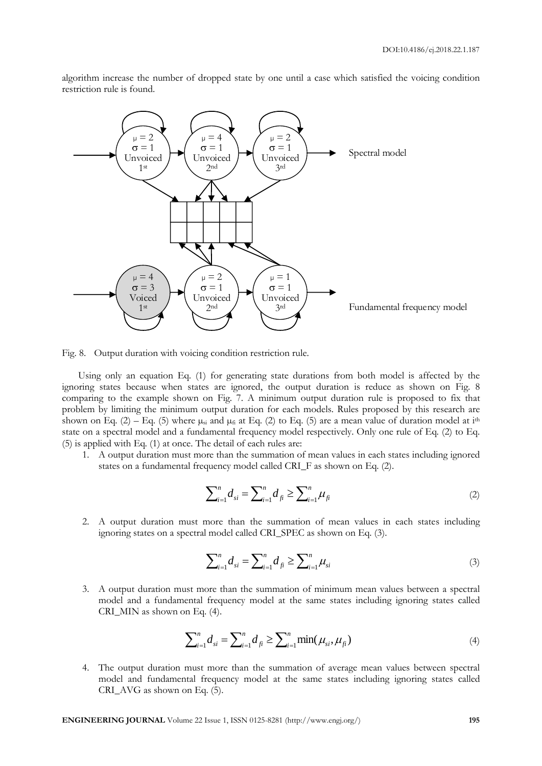algorithm increase the number of dropped state by one until a case which satisfied the voicing condition restriction rule is found.

μ = 2
σ = 1
Unvoiced
1st

μ = 4
σ = 1
Unvoiced
2nd

μ = 2
σ = 1
Unvoiced
3rd

Spectral model

μ = 4
σ = 3
Voiced
1st

μ = 2
σ = 1
Unvoiced
2nd

μ = 1
σ = 1
Unvoiced
3rd

Fundamental frequency model

Fig. 8. Output duration with voicing condition restriction rule.

Using only an equation Eq. (1) for generating state durations from both model is affected by the ignoring states because when states are ignored, the output duration is reduce as shown on Fig. 8 comparing to the example shown on Fig. 7. A minimum output duration rule is proposed to fix that problem by limiting the minimum output duration for each models. Rules proposed by this research are shown on Eq. (2) – Eq. (5) where $\mu_{si}$ and $\mu_{fi}$ at Eq. (2) to Eq. (5) are a mean value of duration model at $i^{th}$ state on a spectral model and a fundamental frequency model respectively. Only one rule of Eq. (2) to Eq. (5) is applied with Eq. (1) at once. The detail of each rules are:

1. A output duration must more than the summation of mean values in each states including ignored states on a fundamental frequency model called CRI_F as shown on Eq. (2).

$$\sum_{i=1}^{n} d_{si} = \sum_{i=1}^{n} d_{fi} \geq \sum_{i=1}^{n} \mu_{fi} \tag{2}$$

2. A output duration must more than the summation of mean values in each states including ignoring states on a spectral model called CRI_SPEC as shown on Eq. (3).

$$\sum_{i=1}^{n} d_{si} = \sum_{i=1}^{n} d_{fi} \geq \sum_{i=1}^{n} \mu_{si} \tag{3}$$

3. A output duration must more than the summation of minimum mean values between a spectral model and a fundamental frequency model at the same states including ignoring states called CRI_MIN as shown on Eq. (4).

$$\sum_{i=1}^{n} d_{si} = \sum_{i=1}^{n} d_{fi} \geq \sum_{i=1}^{n} \min(\mu_{si}, \mu_{fi}) \tag{4}$$

4. The output duration must more than the summation of average mean values between spectral model and fundamental frequency model at the same states including ignoring states called CRI_AVG as shown on Eq. (5).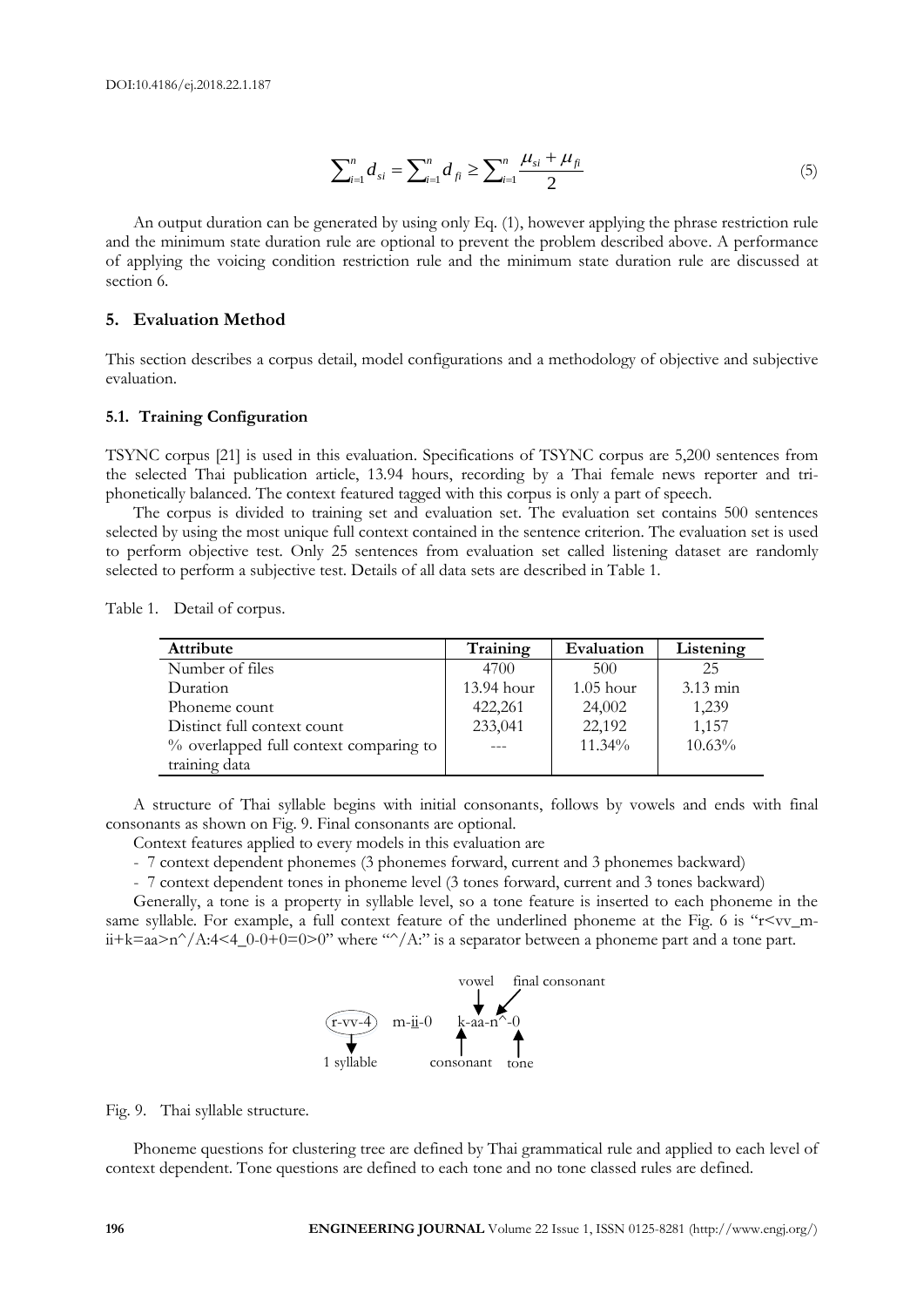$$\sum_{i=1}^{n} d_{si} = \sum_{i=1}^{n} d_{fi} \geq \sum_{i=1}^{n} \frac{\mu_{si} + \mu_{fi}}{2} \tag{5}$$

An output duration can be generated by using only Eq. (1), however applying the phrase restriction rule and the minimum state duration rule are optional to prevent the problem described above. A performance of applying the voicing condition restriction rule and the minimum state duration rule are discussed at section 6.

## 5. Evaluation Method

This section describes a corpus detail, model configurations and a methodology of objective and subjective evaluation.

### 5.1. Training Configuration

TSYNC corpus [21] is used in this evaluation. Specifications of TSYNC corpus are 5,200 sentences from the selected Thai publication article, 13.94 hours, recording by a Thai female news reporter and tri-phonetically balanced. The context featured tagged with this corpus is only a part of speech.

The corpus is divided to training set and evaluation set. The evaluation set contains 500 sentences selected by using the most unique full context contained in the sentence criterion. The evaluation set is used to perform objective test. Only 25 sentences from evaluation set called listening dataset are randomly selected to perform a subjective test. Details of all data sets are described in Table 1.

Table 1. Detail of corpus.

| Attribute | Training | Evaluation | Listening |
|---|---|---|---|
| Number of files | 4700 | 500 | 25 |
| Duration | 13.94 hour | 1.05 hour | 3.13 min |
| Phoneme count | 422,261 | 24,002 | 1,239 |
| Distinct full context count | 233,041 | 22,192 | 1,157 |
| % overlapped full context comparing to training data | --- | 11.34% | 10.63% |

A structure of Thai syllable begins with initial consonants, follows by vowels and ends with final consonants as shown on Fig. 9. Final consonants are optional.

Context features applied to every models in this evaluation are

- 7 context dependent phonemes (3 phonemes forward, current and 3 phonemes backward)
- 7 context dependent tones in phoneme level (3 tones forward, current and 3 tones backward)

Generally, a tone is a property in syllable level, so a tone feature is inserted to each phoneme in the same syllable. For example, a full context feature of the underlined phoneme at the Fig. 6 is "r<vv_m-ii+k=aa>n^/A:4<4_0-0+0=0>0" where "^/A:" is a separator between a phoneme part and a tone part.

vowel final consonant
r-vv-4 m-ii-0 k-aa-n^-0
1 syllable consonant tone

Fig. 9. Thai syllable structure.

Phoneme questions for clustering tree are defined by Thai grammatical rule and applied to each level of context dependent. Tone questions are defined to each tone and no tone classed rules are defined.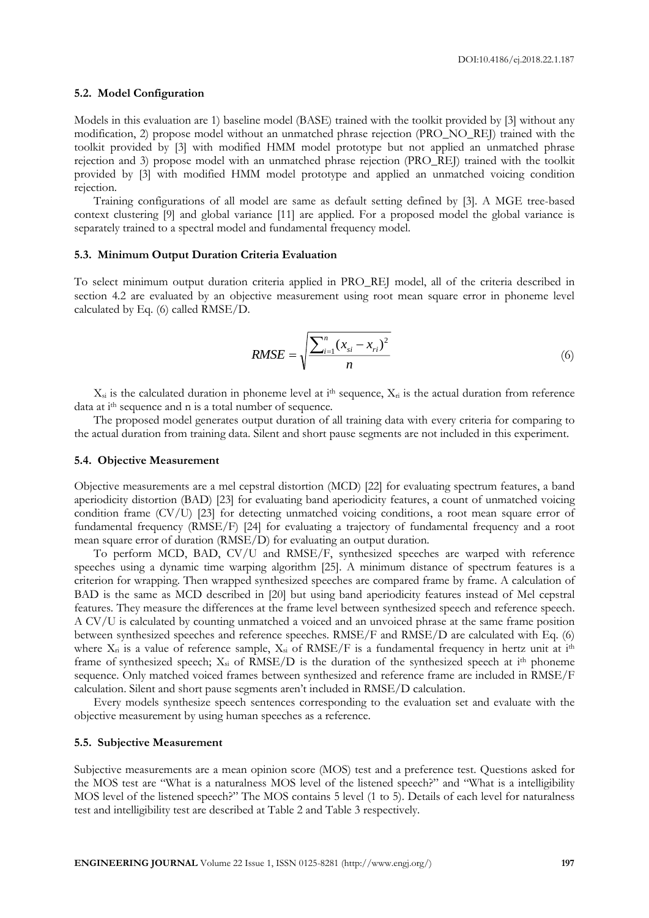### 5.2. Model Configuration

Models in this evaluation are 1) baseline model (BASE) trained with the toolkit provided by [3] without any modification, 2) propose model without an unmatched phrase rejection (PRO_NO_REJ) trained with the toolkit provided by [3] with modified HMM model prototype but not applied an unmatched phrase rejection and 3) propose model with an unmatched phrase rejection (PRO_REJ) trained with the toolkit provided by [3] with modified HMM model prototype and applied an unmatched voicing condition rejection.

Training configurations of all model are same as default setting defined by [3]. A MGE tree-based context clustering [9] and global variance [11] are applied. For a proposed model the global variance is separately trained to a spectral model and fundamental frequency model.

### 5.3. Minimum Output Duration Criteria Evaluation

To select minimum output duration criteria applied in PRO_REJ model, all of the criteria described in section 4.2 are evaluated by an objective measurement using root mean square error in phoneme level calculated by Eq. (6) called RMSE/D.

$$RMSE = \sqrt{\frac{\sum_{i=1}^{n}(x_{si} - x_{ri})^2}{n}} \tag{6}$$

$X_{si}$ is the calculated duration in phoneme level at i[th] sequence, $X_{ri}$ is the actual duration from reference data at i[th] sequence and n is a total number of sequence.

The proposed model generates output duration of all training data with every criteria for comparing to the actual duration from training data. Silent and short pause segments are not included in this experiment.

### 5.4. Objective Measurement

Objective measurements are a mel cepstral distortion (MCD) [22] for evaluating spectrum features, a band aperiodicity distortion (BAD) [23] for evaluating band aperiodicity features, a count of unmatched voicing condition frame (CV/U) [23] for detecting unmatched voicing conditions, a root mean square error of fundamental frequency (RMSE/F) [24] for evaluating a trajectory of fundamental frequency and a root mean square error of duration (RMSE/D) for evaluating an output duration.

To perform MCD, BAD, CV/U and RMSE/F, synthesized speeches are warped with reference speeches using a dynamic time warping algorithm [25]. A minimum distance of spectrum features is a criterion for wrapping. Then wrapped synthesized speeches are compared frame by frame. A calculation of BAD is the same as MCD described in [20] but using band aperiodicity features instead of Mel cepstral features. They measure the differences at the frame level between synthesized speech and reference speech. A CV/U is calculated by counting unmatched a voiced and an unvoiced phrase at the same frame position between synthesized speeches and reference speeches. RMSE/F and RMSE/D are calculated with Eq. (6) where $X_{ri}$ is a value of reference sample, $X_{si}$ of RMSE/F is a fundamental frequency in hertz unit at i[th] frame of synthesized speech; $X_{si}$ of RMSE/D is the duration of the synthesized speech at i[th] phoneme sequence. Only matched voiced frames between synthesized and reference frame are included in RMSE/F calculation. Silent and short pause segments aren't included in RMSE/D calculation.

Every models synthesize speech sentences corresponding to the evaluation set and evaluate with the objective measurement by using human speeches as a reference.

### 5.5. Subjective Measurement

Subjective measurements are a mean opinion score (MOS) test and a preference test. Questions asked for the MOS test are "What is a naturalness MOS level of the listened speech?" and "What is a intelligibility MOS level of the listened speech?" The MOS contains 5 level (1 to 5). Details of each level for naturalness test and intelligibility test are described at Table 2 and Table 3 respectively.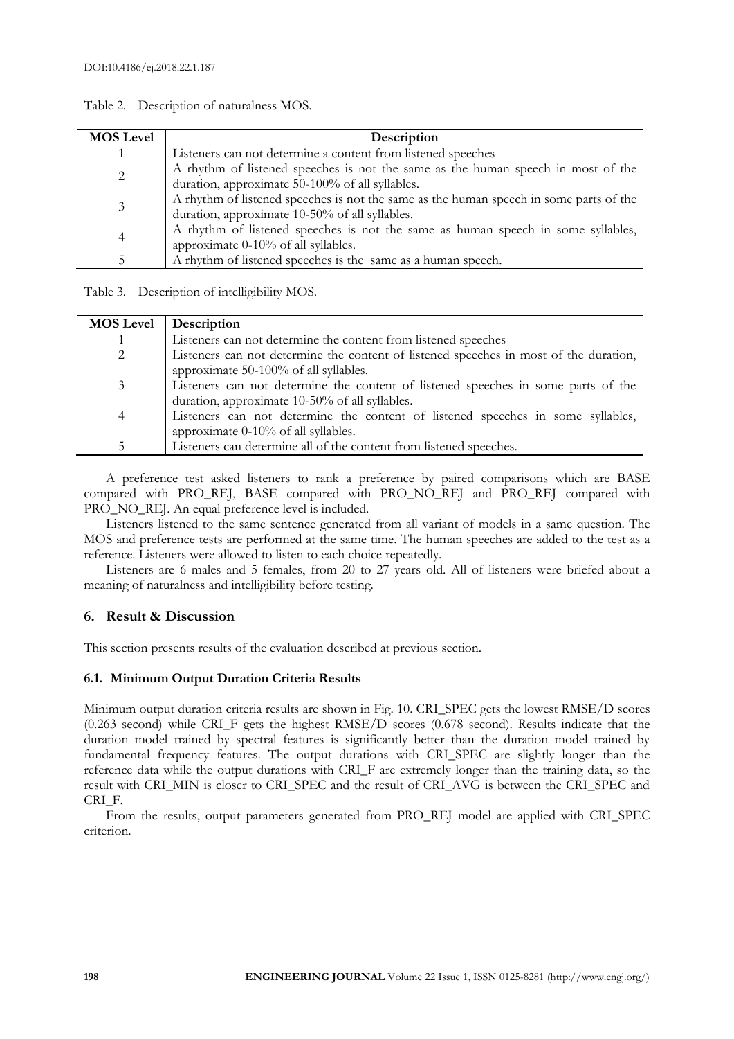Table 2. Description of naturalness MOS.

| MOS Level | Description |
|---|---|
| 1 | Listeners can not determine a content from listened speeches |
| 2 | A rhythm of listened speeches is not the same as the human speech in most of the duration, approximate 50-100% of all syllables. |
| 3 | A rhythm of listened speeches is not the same as the human speech in some parts of the duration, approximate 10-50% of all syllables. |
| 4 | A rhythm of listened speeches is not the same as human speech in some syllables, approximate 0-10% of all syllables. |
| 5 | A rhythm of listened speeches is the same as a human speech. |

Table 3. Description of intelligibility MOS.

| MOS Level | Description |
|---|---|
| 1 | Listeners can not determine the content from listened speeches |
| 2 | Listeners can not determine the content of listened speeches in most of the duration, approximate 50-100% of all syllables. |
| 3 | Listeners can not determine the content of listened speeches in some parts of the duration, approximate 10-50% of all syllables. |
| 4 | Listeners can not determine the content of listened speeches in some syllables, approximate 0-10% of all syllables. |
| 5 | Listeners can determine all of the content from listened speeches. |

A preference test asked listeners to rank a preference by paired comparisons which are BASE compared with PRO_REJ, BASE compared with PRO_NO_REJ and PRO_REJ compared with PRO_NO_REJ. An equal preference level is included.

Listeners listened to the same sentence generated from all variant of models in a same question. The MOS and preference tests are performed at the same time. The human speeches are added to the test as a reference. Listeners were allowed to listen to each choice repeatedly.

Listeners are 6 males and 5 females, from 20 to 27 years old. All of listeners were briefed about a meaning of naturalness and intelligibility before testing.

## 6. Result & Discussion

This section presents results of the evaluation described at previous section.

### 6.1. Minimum Output Duration Criteria Results

Minimum output duration criteria results are shown in Fig. 10. CRI_SPEC gets the lowest RMSE/D scores (0.263 second) while CRI_F gets the highest RMSE/D scores (0.678 second). Results indicate that the duration model trained by spectral features is significantly better than the duration model trained by fundamental frequency features. The output durations with CRI_SPEC are slightly longer than the reference data while the output durations with CRI_F are extremely longer than the training data, so the result with CRI_MIN is closer to CRI_SPEC and the result of CRI_AVG is between the CRI_SPEC and CRI_F.

From the results, output parameters generated from PRO_REJ model are applied with CRI_SPEC criterion.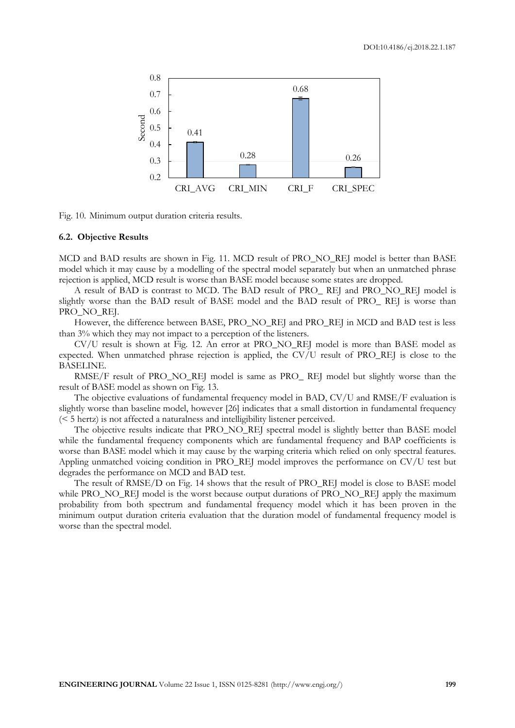0.8
0.7
0.6
0.5
0.4
0.3
0.2
Second
0.41
0.28
0.68
0.26
CRI_AVG
CRI_MIN
CRI_F
CRI_SPEC

Fig. 10. Minimum output duration criteria results.

### 6.2. Objective Results

MCD and BAD results are shown in Fig. 11. MCD result of PRO_NO_REJ model is better than BASE model which it may cause by a modelling of the spectral model separately but when an unmatched phrase rejection is applied, MCD result is worse than BASE model because some states are dropped.

A result of BAD is contrast to MCD. The BAD result of PRO_ REJ and PRO_NO_REJ model is slightly worse than the BAD result of BASE model and the BAD result of PRO_ REJ is worse than PRO_NO_REJ.

However, the difference between BASE, PRO_NO_REJ and PRO_REJ in MCD and BAD test is less than 3% which they may not impact to a perception of the listeners.

CV/U result is shown at Fig. 12. An error at PRO_NO_REJ model is more than BASE model as expected. When unmatched phrase rejection is applied, the CV/U result of PRO_REJ is close to the BASELINE.

RMSE/F result of PRO_NO_REJ model is same as PRO_ REJ model but slightly worse than the result of BASE model as shown on Fig. 13.

The objective evaluations of fundamental frequency model in BAD, CV/U and RMSE/F evaluation is slightly worse than baseline model, however [26] indicates that a small distortion in fundamental frequency (< 5 hertz) is not affected a naturalness and intelligibility listener perceived.

The objective results indicate that PRO_NO_REJ spectral model is slightly better than BASE model while the fundamental frequency components which are fundamental frequency and BAP coefficients is worse than BASE model which it may cause by the warping criteria which relied on only spectral features. Appling unmatched voicing condition in PRO_REJ model improves the performance on CV/U test but degrades the performance on MCD and BAD test.

The result of RMSE/D on Fig. 14 shows that the result of PRO_REJ model is close to BASE model while PRO_NO_REJ model is the worst because output durations of PRO_NO_REJ apply the maximum probability from both spectrum and fundamental frequency model which it has been proven in the minimum output duration criteria evaluation that the duration model of fundamental frequency model is worse than the spectral model.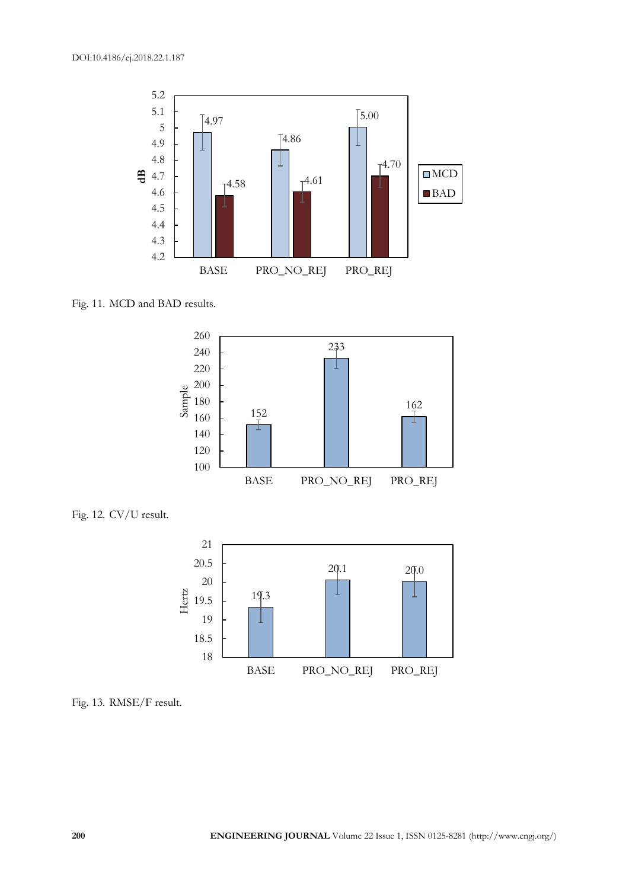5.2
5.1
5
4.9
4.8
4.7
4.6
4.5
4.4
4.3
4.2

dB

4.97
4.58
4.86
4.61
5.00
4.70

BASE
PRO_NO_REJ
PRO_REJ

MCD
BAD

Fig. 11. MCD and BAD results.

260
240
220
200
180
160
140
120
100

Sample

152
233
162

BASE
PRO_NO_REJ
PRO_REJ

Fig. 12. CV/U result.

21
20.5
20
19.5
19
18.5
18

Hertz

19.3
20.1
20.0

BASE
PRO_NO_REJ
PRO_REJ

Fig. 13. RMSE/F result.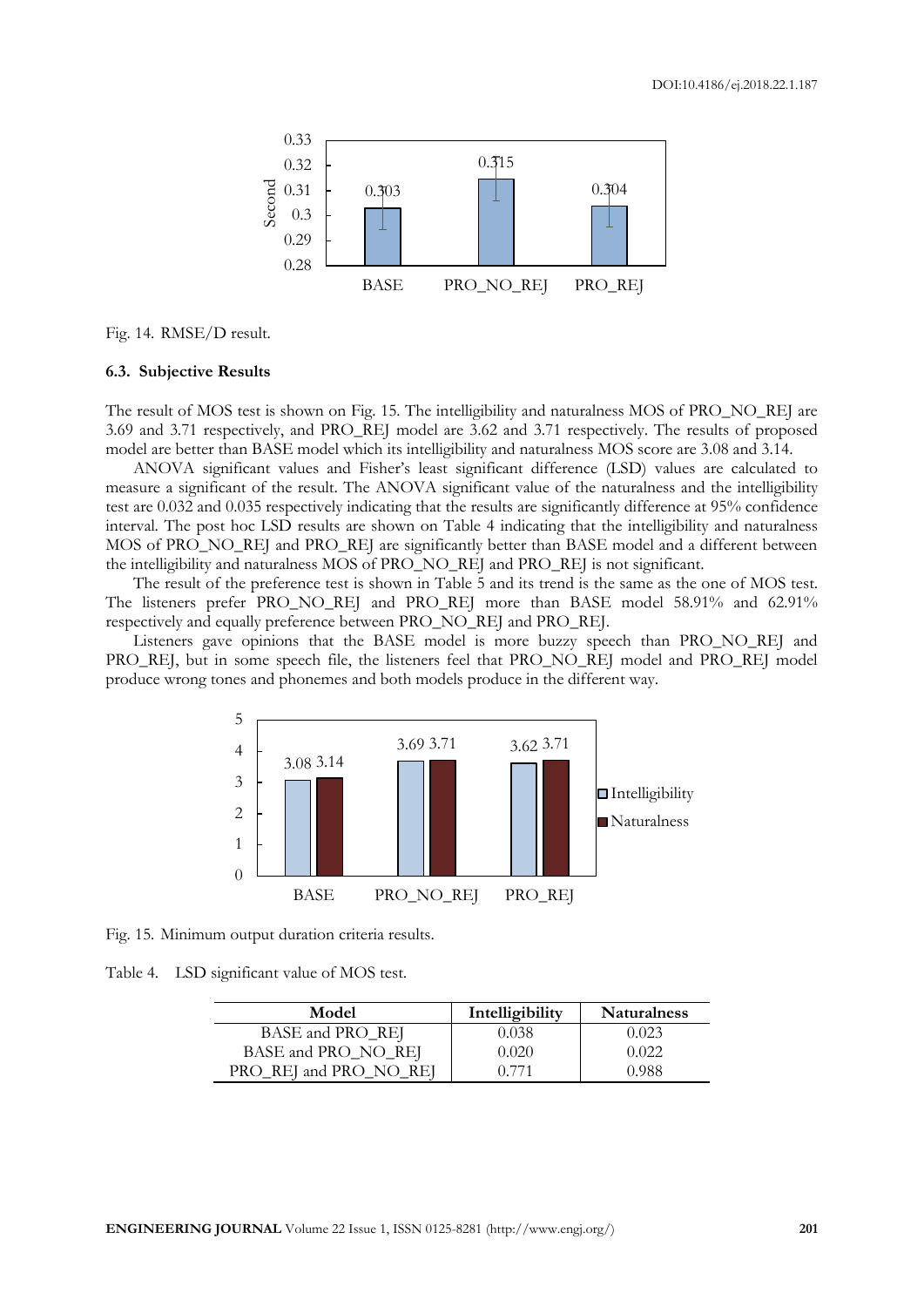0.33
0.32
0.31
0.3
0.29
0.28

Second

0.303
0.315
0.304

BASE PRO_NO_REJ PRO_REJ

Fig. 14. RMSE/D result.

### 6.3. Subjective Results

The result of MOS test is shown on Fig. 15. The intelligibility and naturalness MOS of PRO_NO_REJ are 3.69 and 3.71 respectively, and PRO_REJ model are 3.62 and 3.71 respectively. The results of proposed model are better than BASE model which its intelligibility and naturalness MOS score are 3.08 and 3.14.

ANOVA significant values and Fisher's least significant difference (LSD) values are calculated to measure a significant of the result. The ANOVA significant value of the naturalness and the intelligibility test are 0.032 and 0.035 respectively indicating that the results are significantly difference at 95% confidence interval. The post hoc LSD results are shown on Table 4 indicating that the intelligibility and naturalness MOS of PRO_NO_REJ and PRO_REJ are significantly better than BASE model and a different between the intelligibility and naturalness MOS of PRO_NO_REJ and PRO_REJ is not significant.

The result of the preference test is shown in Table 5 and its trend is the same as the one of MOS test. The listeners prefer PRO_NO_REJ and PRO_REJ more than BASE model 58.91% and 62.91% respectively and equally preference between PRO_NO_REJ and PRO_REJ.

Listeners gave opinions that the BASE model is more buzzy speech than PRO_NO_REJ and PRO_REJ, but in some speech file, the listeners feel that PRO_NO_REJ model and PRO_REJ model produce wrong tones and phonemes and both models produce in the different way.

5
4
3
2
1
0

3.08 3.14
3.69 3.71
3.62 3.71

BASE PRO_NO_REJ PRO_REJ

Intelligibility
Naturalness

Fig. 15. Minimum output duration criteria results.

Table 4. LSD significant value of MOS test.

| Model | Intelligibility | Naturalness |
|---|---|---|
| BASE and PRO_REJ | 0.038 | 0.023 |
| BASE and PRO_NO_REJ | 0.020 | 0.022 |
| PRO_REJ and PRO_NO_REJ | 0.771 | 0.988 |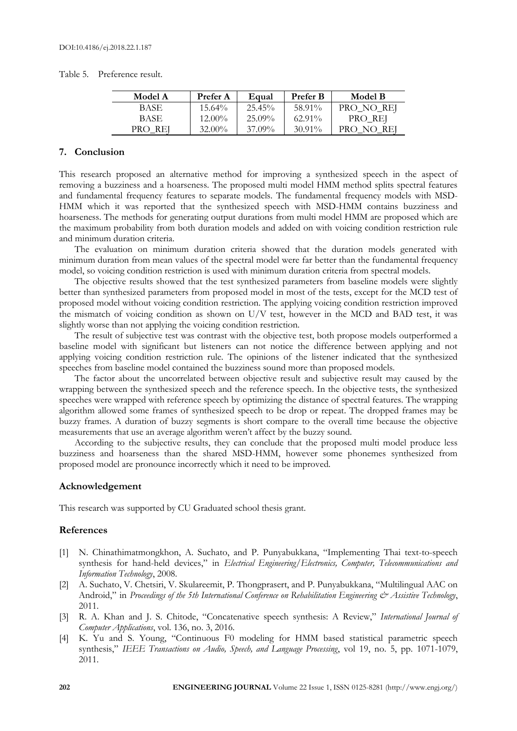Table 5. Preference result.

| Model A | Prefer A | Equal | Prefer B | Model B |
|---|---|---|---|---|
| BASE | 15.64% | 25.45% | 58.91% | PRO_NO_REJ |
| BASE | 12.00% | 25.09% | 62.91% | PRO_REJ |
| PRO_REJ | 32.00% | 37.09% | 30.91% | PRO_NO_REJ |

## 7. Conclusion

This research proposed an alternative method for improving a synthesized speech in the aspect of removing a buzziness and a hoarseness. The proposed multi model HMM method splits spectral features and fundamental frequency features to separate models. The fundamental frequency models with MSD-HMM which it was reported that the synthesized speech with MSD-HMM contains buzziness and hoarseness. The methods for generating output durations from multi model HMM are proposed which are the maximum probability from both duration models and added on with voicing condition restriction rule and minimum duration criteria.

The evaluation on minimum duration criteria showed that the duration models generated with minimum duration from mean values of the spectral model were far better than the fundamental frequency model, so voicing condition restriction is used with minimum duration criteria from spectral models.

The objective results showed that the test synthesized parameters from baseline models were slightly better than synthesized parameters from proposed model in most of the tests, except for the MCD test of proposed model without voicing condition restriction. The applying voicing condition restriction improved the mismatch of voicing condition as shown on U/V test, however in the MCD and BAD test, it was slightly worse than not applying the voicing condition restriction.

The result of subjective test was contrast with the objective test, both propose models outperformed a baseline model with significant but listeners can not notice the difference between applying and not applying voicing condition restriction rule. The opinions of the listener indicated that the synthesized speeches from baseline model contained the buzziness sound more than proposed models.

The factor about the uncorrelated between objective result and subjective result may caused by the wrapping between the synthesized speech and the reference speech. In the objective tests, the synthesized speeches were wrapped with reference speech by optimizing the distance of spectral features. The wrapping algorithm allowed some frames of synthesized speech to be drop or repeat. The dropped frames may be buzzy frames. A duration of buzzy segments is short compare to the overall time because the objective measurements that use an average algorithm weren't affect by the buzzy sound.

According to the subjective results, they can conclude that the proposed multi model produce less buzziness and hoarseness than the shared MSD-HMM, however some phonemes synthesized from proposed model are pronounce incorrectly which it need to be improved.

### Acknowledgement

This research was supported by CU Graduated school thesis grant.

### References

[1] N. Chinathimatmongkhon, A. Suchato, and P. Punyabukkana, "Implementing Thai text-to-speech synthesis for hand-held devices," in *Electrical Engineering/Electronics, Computer, Telecommunications and Information Technology*, 2008.

[2] A. Suchato, V. Chetsiri, V. Skulareemit, P. Thongprasert, and P. Punyabukkana, "Multilingual AAC on Android," in *Proceedings of the 5th International Conference on Rehabilitation Engineering & Assistive Technology*, 2011.

[3] R. A. Khan and J. S. Chitode, "Concatenative speech synthesis: A Review," *International Journal of Computer Applications*, vol. 136, no. 3, 2016.

[4] K. Yu and S. Young, "Continuous F0 modeling for HMM based statistical parametric speech synthesis," *IEEE Transactions on Audio, Speech, and Language Processing*, vol 19, no. 5, pp. 1071-1079, 2011.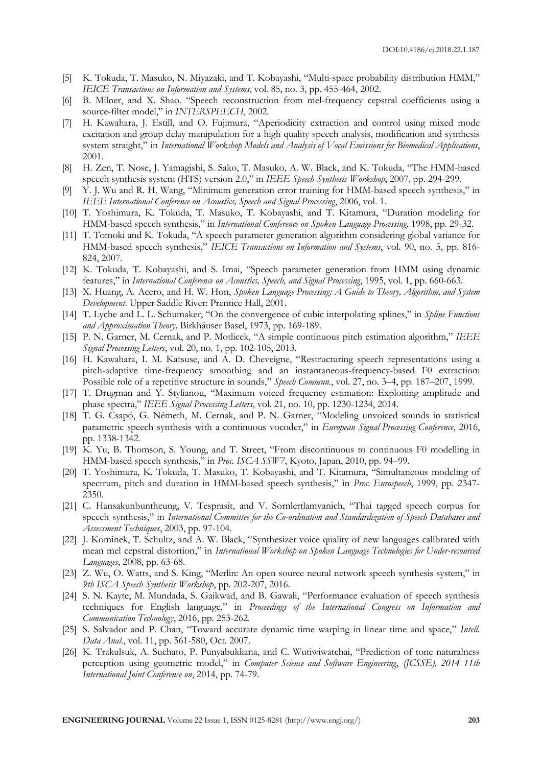[5] K. Tokuda, T. Masuko, N. Miyazaki, and T. Kobayashi, "Multi-space probability distribution HMM," *IEICE Transactions on Information and Systems*, vol. 85, no. 3, pp. 455-464, 2002.

[6] B. Milner, and X. Shao. "Speech reconstruction from mel-frequency cepstral coefficients using a source-filter model," in *INTERSPEECH*, 2002.

[7] H. Kawahara, J. Estill, and O. Fujimura, "Aperiodicity extraction and control using mixed mode excitation and group delay manipulation for a high quality speech analysis, modification and synthesis system straight," in *International Workshop Models and Analysis of Vocal Emissions for Biomedical Applications*, 2001.

[8] H. Zen, T. Nose, J. Yamagishi, S. Sako, T. Masuko, A. W. Black, and K. Tokuda, "The HMM-based speech synthesis system (HTS) version 2.0," in *IEEE Speech Synthesis Workshop*, 2007, pp. 294-299.

[9] Y. J. Wu and R. H. Wang, "Minimum generation error training for HMM-based speech synthesis," in *IEEE International Conference on Acoustics, Speech and Signal Processing*, 2006, vol. 1.

[10] T. Yoshimura, K. Tokuda, T. Masuko, T. Kobayashi, and T. Kitamura, "Duration modeling for HMM-based speech synthesis," in *International Conference on Spoken Language Processing*, 1998, pp. 29-32.

[11] T. Tomoki and K. Tokuda, "A speech parameter generation algorithm considering global variance for HMM-based speech synthesis," *IEICE Transactions on Information and Systems*, vol. 90, no. 5, pp. 816-824, 2007.

[12] K. Tokuda, T. Kobayashi, and S. Imai, "Speech parameter generation from HMM using dynamic features," in *International Conference on Acoustics, Speech, and Signal Processing*, 1995, vol. 1, pp. 660-663.

[13] X. Huang, A. Acero, and H. W. Hon, *Spoken Language Processing: A Guide to Theory, Algorithm, and System Development*. Upper Saddle River: Prentice Hall, 2001.

[14] T. Lyche and L. L. Schumaker, "On the convergence of cubic interpolating splines," in *Spline Functions and Approximation Theory*. Birkhäuser Basel, 1973, pp. 169-189.

[15] P. N. Garner, M. Cernak, and P. Motlicek, "A simple continuous pitch estimation algorithm," *IEEE Signal Processing Letters*, vol. 20, no. 1, pp. 102-105, 2013.

[16] H. Kawahara, I. M. Katsuse, and A. D. Cheveigne, "Restructuring speech representations using a pitch-adaptive time-frequency smoothing and an instantaneous-frequency-based F0 extraction: Possible role of a repetitive structure in sounds," *Speech Commun.*, vol. 27, no. 3–4, pp. 187–207, 1999.

[17] T. Drugman and Y. Stylianou, "Maximum voiced frequency estimation: Exploiting amplitude and phase spectra," *IEEE Signal Processing Letters*, vol. 21, no. 10, pp. 1230-1234, 2014.

[18] T. G. Csapó, G. Németh, M. Cernak, and P. N. Garner, "Modeling unvoiced sounds in statistical parametric speech synthesis with a continuous vocoder," in *European Signal Processing Conference*, 2016, pp. 1338-1342.

[19] K. Yu, B. Thomson, S. Young, and T. Street, "From discontinuous to continuous F0 modelling in HMM-based speech synthesis," in *Proc. ISCA SSW7*, Kyoto, Japan, 2010, pp. 94–99.

[20] T. Yoshimura, K. Tokuda, T. Masuko, T. Kobayashi, and T. Kitamura, "Simultaneous modeling of spectrum, pitch and duration in HMM-based speech synthesis," in *Proc. Eurospeech*, 1999, pp. 2347-2350.

[21] C. Hansakunbuntheung, V. Tesprasit, and V. Sornlertlamvanich, "Thai tagged speech corpus for speech synthesis," in *International Committee for the Co-ordination and Standardization of Speech Databases and Assessment Techniques*, 2003, pp. 97-104.

[22] J. Kominek, T. Schultz, and A. W. Black, "Synthesizer voice quality of new languages calibrated with mean mel cepstral distortion," in *International Workshop on Spoken Language Technologies for Under-resourced Languages*, 2008, pp. 63-68.

[23] Z. Wu, O. Watts, and S. King, "Merlin: An open source neural network speech synthesis system," in *9th ISCA Speech Synthesis Workshop*, pp. 202-207, 2016.

[24] S. N. Kayte, M. Mundada, S. Gaikwad, and B. Gawali, "Performance evaluation of speech synthesis techniques for English language," in *Proceedings of the International Congress on Information and Communication Technology*, 2016, pp. 253-262.

[25] S. Salvador and P. Chan, "Toward accurate dynamic time warping in linear time and space," *Intell. Data Anal.*, vol. 11, pp. 561-580, Oct. 2007.

[26] K. Trakulsuk, A. Suchato, P. Punyabukkana, and C. Wutiwiwatchai, "Prediction of tone naturalness perception using geometric model," in *Computer Science and Software Engineering, (JCSSE), 2014 11th International Joint Conference on*, 2014, pp. 74-79.